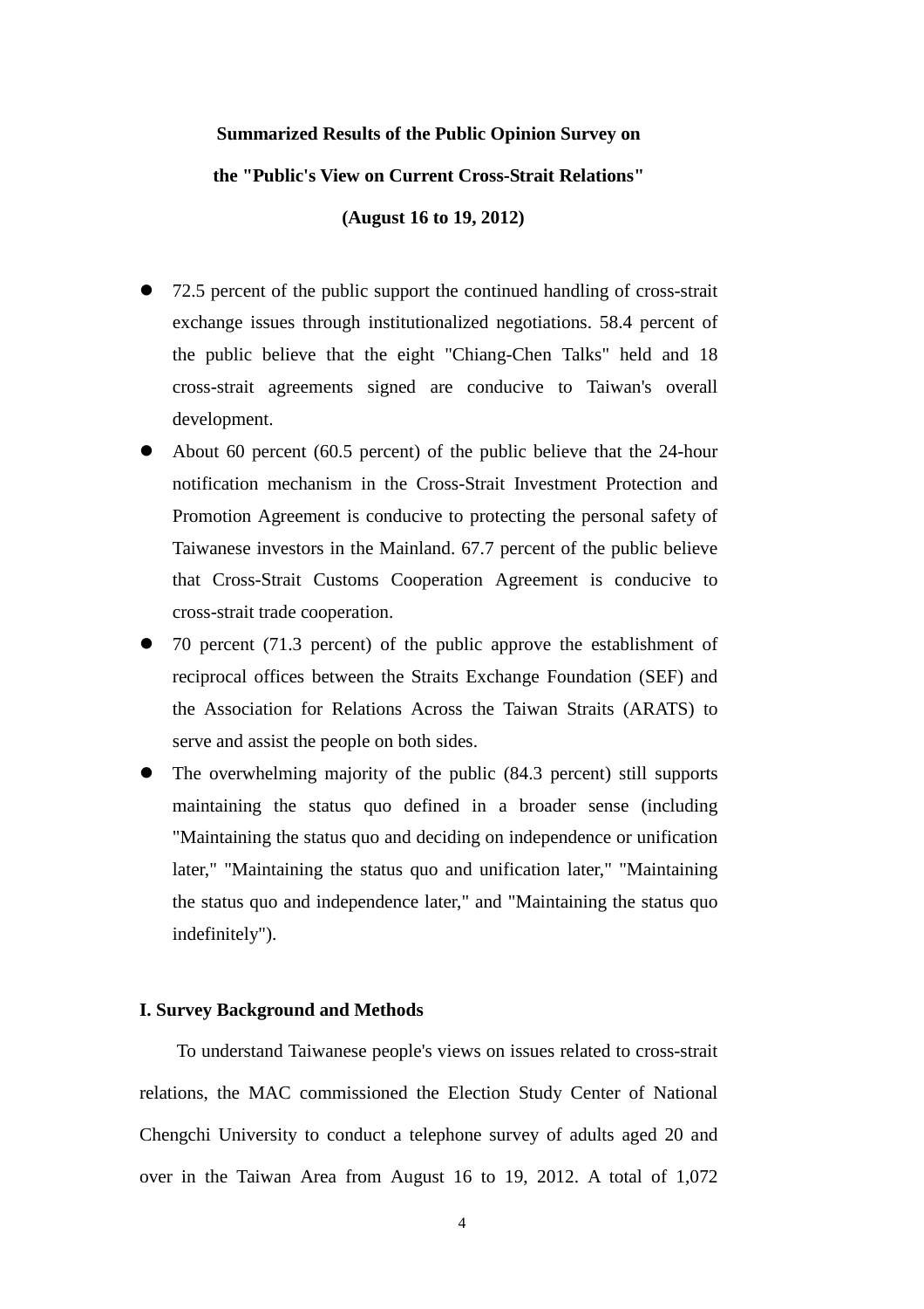**Summarized Results of the Public Opinion Survey on**

**the "Public's View on Current Cross-Strait Relations"**

**(August 16 to 19, 2012)**

- 72.5 percent of the public support the continued handling of cross-strait exchange issues through institutionalized negotiations. 58.4 percent of the public believe that the eight "Chiang-Chen Talks" held and 18 cross-strait agreements signed are conducive to Taiwan's overall development.
- About 60 percent (60.5 percent) of the public believe that the 24-hour notification mechanism in the Cross-Strait Investment Protection and Promotion Agreement is conducive to protecting the personal safety of Taiwanese investors in the Mainland. 67.7 percent of the public believe that Cross-Strait Customs Cooperation Agreement is conducive to cross-strait trade cooperation.
- 70 percent (71.3 percent) of the public approve the establishment of reciprocal offices between the Straits Exchange Foundation (SEF) and the Association for Relations Across the Taiwan Straits (ARATS) to serve and assist the people on both sides.
- The overwhelming majority of the public (84.3 percent) still supports maintaining the status quo defined in a broader sense (including "Maintaining the status quo and deciding on independence or unification later," "Maintaining the status quo and unification later," "Maintaining the status quo and independence later," and "Maintaining the status quo indefinitely").

## I. Survey Background and Methods

To understand Taiwanese people's views on issues related to cross-strait relations, the MAC commissioned the Election Study Center of National Chengchi University to conduct a telephone survey of adults aged 20 and over in the Taiwan Area from August 16 to 19, 2012. A total of 1,072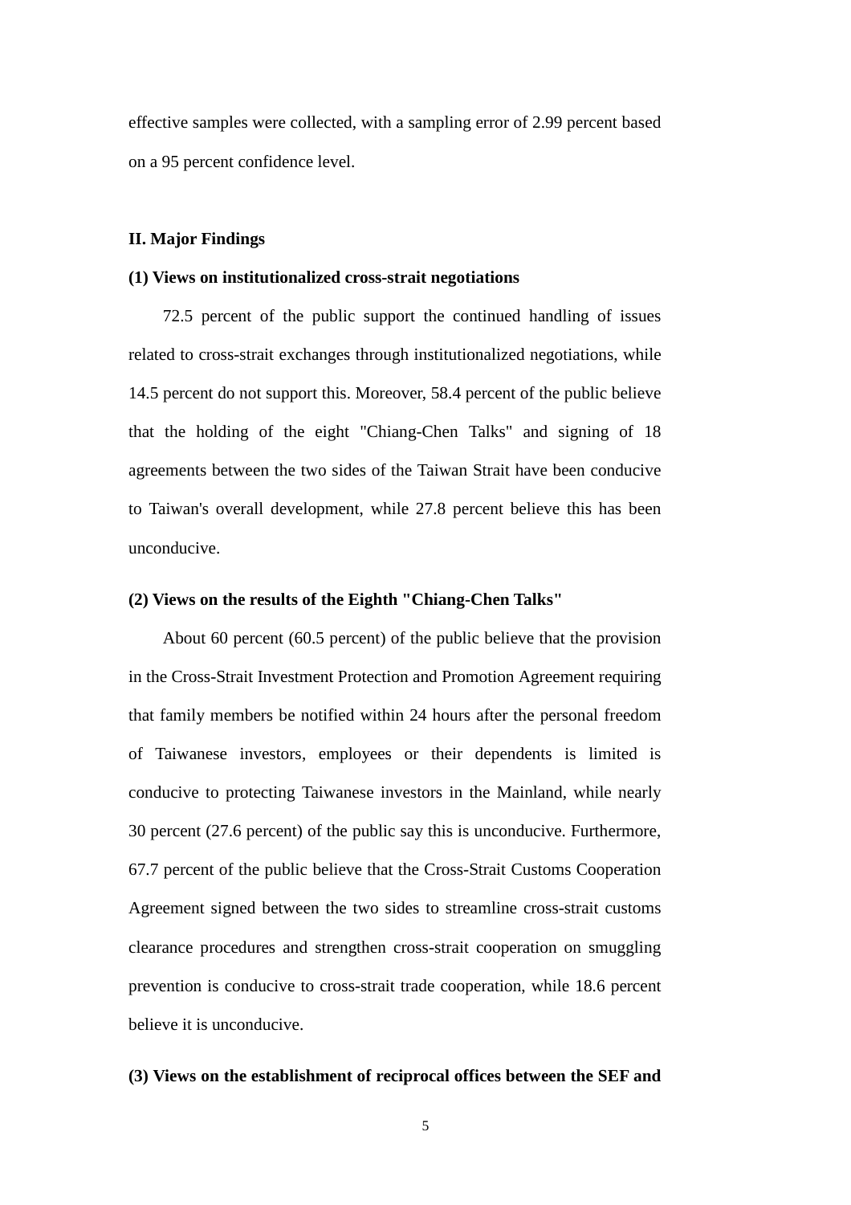effective samples were collected, with a sampling error of 2.99 percent based on a 95 percent confidence level.

## II. Major Findings

### (1) Views on institutionalized cross-strait negotiations

72.5 percent of the public support the continued handling of issues related to cross-strait exchanges through institutionalized negotiations, while 14.5 percent do not support this. Moreover, 58.4 percent of the public believe that the holding of the eight "Chiang-Chen Talks" and signing of 18 agreements between the two sides of the Taiwan Strait have been conducive to Taiwan's overall development, while 27.8 percent believe this has been unconducive.

### (2) Views on the results of the Eighth "Chiang-Chen Talks"

About 60 percent (60.5 percent) of the public believe that the provision in the Cross-Strait Investment Protection and Promotion Agreement requiring that family members be notified within 24 hours after the personal freedom of Taiwanese investors, employees or their dependents is limited is conducive to protecting Taiwanese investors in the Mainland, while nearly 30 percent (27.6 percent) of the public say this is unconducive. Furthermore, 67.7 percent of the public believe that the Cross-Strait Customs Cooperation Agreement signed between the two sides to streamline cross-strait customs clearance procedures and strengthen cross-strait cooperation on smuggling prevention is conducive to cross-strait trade cooperation, while 18.6 percent believe it is unconducive.

### (3) Views on the establishment of reciprocal offices between the SEF and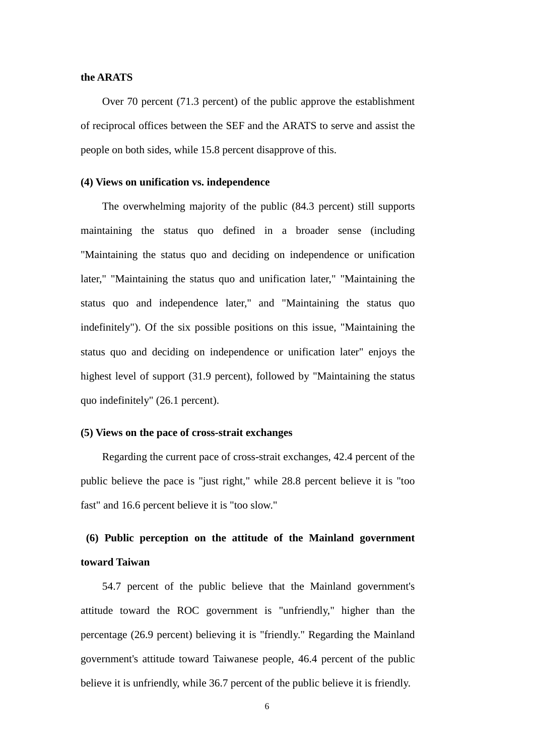**the ARATS**

Over 70 percent (71.3 percent) of the public approve the establishment of reciprocal offices between the SEF and the ARATS to serve and assist the people on both sides, while 15.8 percent disapprove of this.

**(4) Views on unification vs. independence**

The overwhelming majority of the public (84.3 percent) still supports maintaining the status quo defined in a broader sense (including "Maintaining the status quo and deciding on independence or unification later," "Maintaining the status quo and unification later," "Maintaining the status quo and independence later," and "Maintaining the status quo indefinitely"). Of the six possible positions on this issue, "Maintaining the status quo and deciding on independence or unification later" enjoys the highest level of support (31.9 percent), followed by "Maintaining the status quo indefinitely" (26.1 percent).

**(5) Views on the pace of cross-strait exchanges**

Regarding the current pace of cross-strait exchanges, 42.4 percent of the public believe the pace is "just right," while 28.8 percent believe it is "too fast" and 16.6 percent believe it is "too slow."

**(6) Public perception on the attitude of the Mainland government toward Taiwan**

54.7 percent of the public believe that the Mainland government's attitude toward the ROC government is "unfriendly," higher than the percentage (26.9 percent) believing it is "friendly." Regarding the Mainland government's attitude toward Taiwanese people, 46.4 percent of the public believe it is unfriendly, while 36.7 percent of the public believe it is friendly.